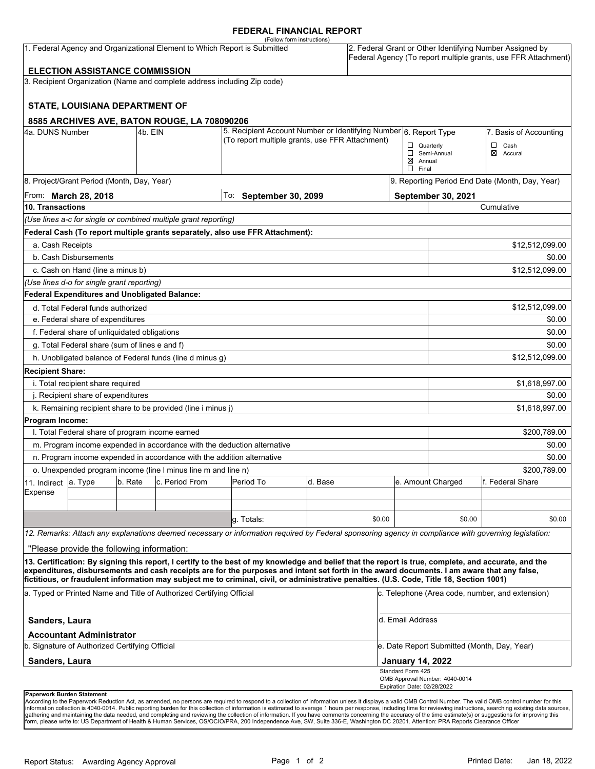# FEDERAL FINANCIAL REPORT

(Follow form instructions)

| 1. Federal Agency and Organizational Element to Which Report is Submitted | 2. Federal Grant or Other Identifying Number Assigned by Federal Agency (To report multiple grants, use FFR Attachment) |
|---|---|
| **ELECTION ASSISTANCE COMMISSION** | |

3. Recipient Organization (Name and complete address including Zip code)

**STATE, LOUISIANA DEPARTMENT OF**

**8585 ARCHIVES AVE, BATON ROUGE, LA 708090206**

| 4a. DUNS Number | 4b. EIN | 5. Recipient Account Number or Identifying Number (To report multiple grants, use FFR Attachment) | 6. Report Type | 7. Basis of Accounting |
|---|---|---|---|---|
| | | | ☐ Quarterly<br>☐ Semi-Annual<br>☒ Annual<br>☐ Final | ☐ Cash<br>☒ Accural |

| 8. Project/Grant Period (Month, Day, Year) | | 9. Reporting Period End Date (Month, Day, Year) |
|---|---|---|
| From: **March 28, 2018** | To: **September 30, 2099** | **September 30, 2021** |

| 10. Transactions | Cumulative |
|---|---|
| *(Use lines a-c for single or combined multiple grant reporting)* | |
| **Federal Cash (To report multiple grants separately, also use FFR Attachment):** | |
| a. Cash Receipts | $12,512,099.00 |
| b. Cash Disbursements | $0.00 |
| c. Cash on Hand (line a minus b) | $12,512,099.00 |
| *(Use lines d-o for single grant reporting)* | |
| **Federal Expenditures and Unobligated Balance:** | |
| d. Total Federal funds authorized | $12,512,099.00 |
| e. Federal share of expenditures | $0.00 |
| f. Federal share of unliquidated obligations | $0.00 |
| g. Total Federal share (sum of lines e and f) | $0.00 |
| h. Unobligated balance of Federal funds (line d minus g) | $12,512,099.00 |
| **Recipient Share:** | |
| i. Total recipient share required | $1,618,997.00 |
| j. Recipient share of expenditures | $0.00 |
| k. Remaining recipient share to be provided (line i minus j) | $1,618,997.00 |
| **Program Income:** | |
| l. Total Federal share of program income earned | $200,789.00 |
| m. Program income expended in accordance with the deduction alternative | $0.00 |
| n. Program income expended in accordance with the addition alternative | $0.00 |
| o. Unexpended program income (line l minus line m and line n) | $200,789.00 |

| 11. Indirect Expense | a. Type | b. Rate | c. Period From | Period To | d. Base | e. Amount Charged | f. Federal Share |
|---|---|---|---|---|---|---|---|
| | | | | | | | |
| | | | | | | | |
| | | | | g. Totals: | $0.00 | $0.00 | $0.00 |

*12. Remarks: Attach any explanations deemed necessary or information required by Federal sponsoring agency in compliance with governing legislation:*

"Please provide the following information:

**13. Certification: By signing this report, I certify to the best of my knowledge and belief that the report is true, complete, and accurate, and the expenditures, disbursements and cash receipts are for the purposes and intent set forth in the award documents. I am aware that any false, fictitious, or fraudulent information may subject me to criminal, civil, or administrative penalties. (U.S. Code, Title 18, Section 1001)**

| a. Typed or Printed Name and Title of Authorized Certifying Official | c. Telephone (Area code, number, and extension) |
|---|---|
| **Sanders, Laura**<br>**Accountant Administrator** | d. Email Address |
| b. Signature of Authorized Certifying Official | e. Date Report Submitted (Month, Day, Year) |
| **Sanders, Laura** | **January 14, 2022** |

Standard Form 425
OMB Approval Number: 4040-0014
Expiration Date: 02/28/2022

**Paperwork Burden Statement**

According to the Paperwork Reduction Act, as amended, no persons are required to respond to a collection of information unless it displays a valid OMB Control Number. The valid OMB control number for this information collection is 4040-0014. Public reporting burden for this collection of information is estimated to average 1 hours per response, including time for reviewing instructions, searching existing data sources, gathering and maintaining the data needed, and completing and reviewing the collection of information. If you have comments concerning the accuracy of the time estimate(s) or suggestions for improving this form, please write to: US Department of Health & Human Services, OS/OCIO/PRA, 200 Independence Ave, SW, Suite 336-E, Washington DC 20201. Attention: PRA Reports Clearance Officer

Report Status: Awarding Agency Approval

Printed Date: Jan 18, 2022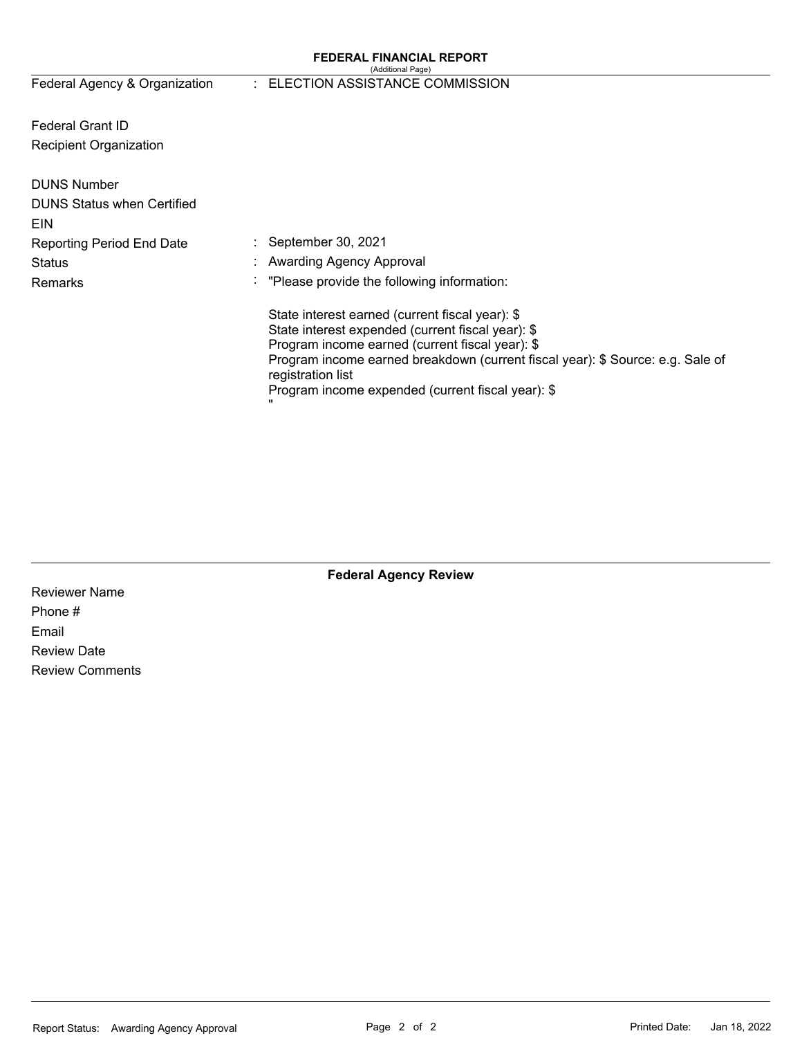## FEDERAL FINANCIAL REPORT

(Additional Page)

| | |
|---|---|
| Federal Agency & Organization | : ELECTION ASSISTANCE COMMISSION |
| Federal Grant ID | |
| Recipient Organization | |
| DUNS Number | |
| DUNS Status when Certified | |
| EIN | |
| Reporting Period End Date | : September 30, 2021 |
| Status | : Awarding Agency Approval |
| Remarks | : "Please provide the following information: |

State interest earned (current fiscal year): $
State interest expended (current fiscal year): $
Program income earned (current fiscal year): $
Program income earned breakdown (current fiscal year): $ Source: e.g. Sale of registration list
Program income expended (current fiscal year): $
"

### Federal Agency Review

Reviewer Name

Phone #

Email

Review Date

Review Comments

Report Status: Awarding Agency Approval

Printed Date: Jan 18, 2022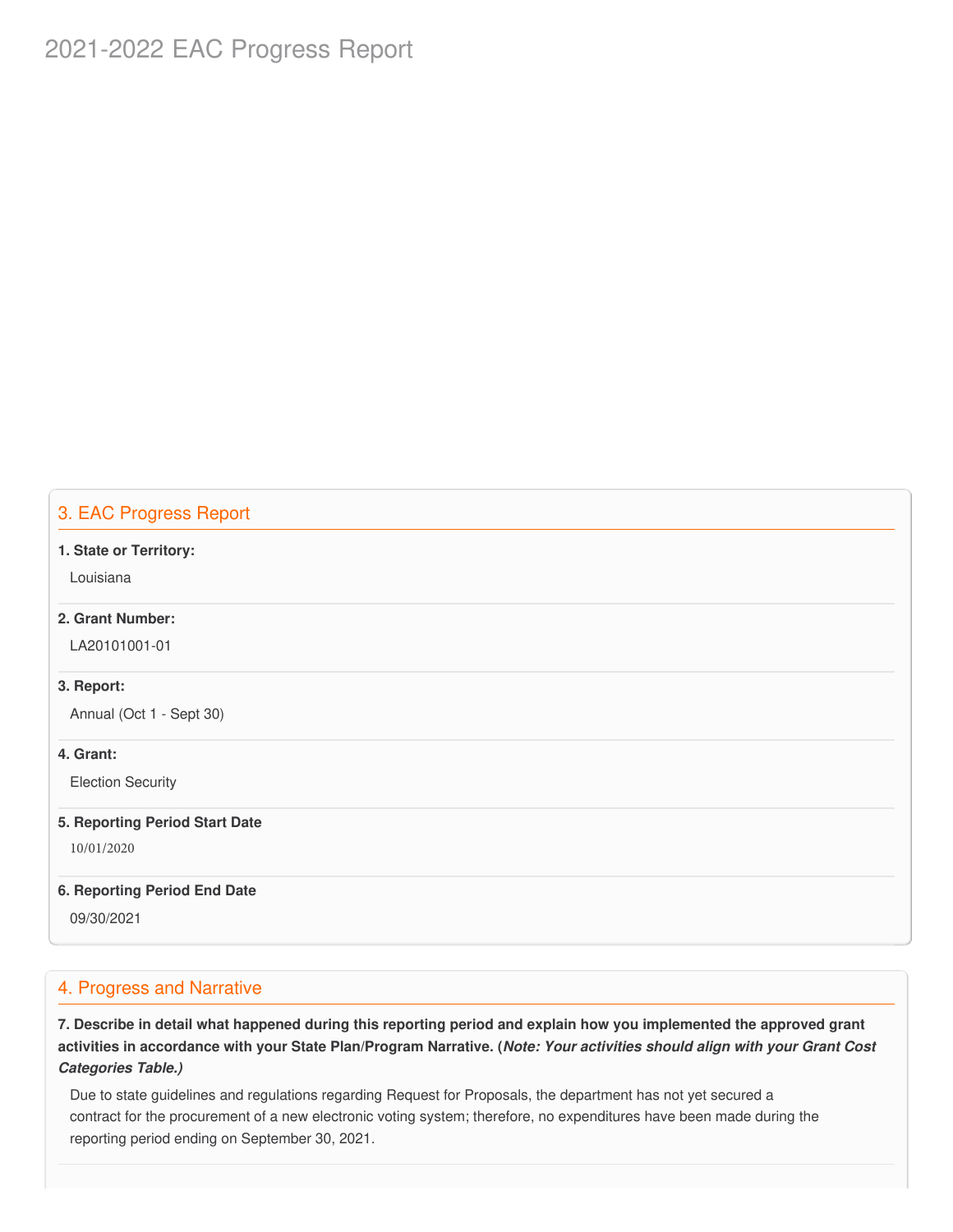# 2021-2022 EAC Progress Report

## 3. EAC Progress Report

**1. State or Territory:**

Louisiana

**2. Grant Number:**

LA20101001-01

**3. Report:**

Annual (Oct 1 - Sept 30)

**4. Grant:**

Election Security

**5. Reporting Period Start Date**

10/01/2020

**6. Reporting Period End Date**

09/30/2021

## 4. Progress and Narrative

**7. Describe in detail what happened during this reporting period and explain how you implemented the approved grant activities in accordance with your State Plan/Program Narrative. (*Note: Your activities should align with your Grant Cost Categories Table.)***

Due to state guidelines and regulations regarding Request for Proposals, the department has not yet secured a contract for the procurement of a new electronic voting system; therefore, no expenditures have been made during the reporting period ending on September 30, 2021.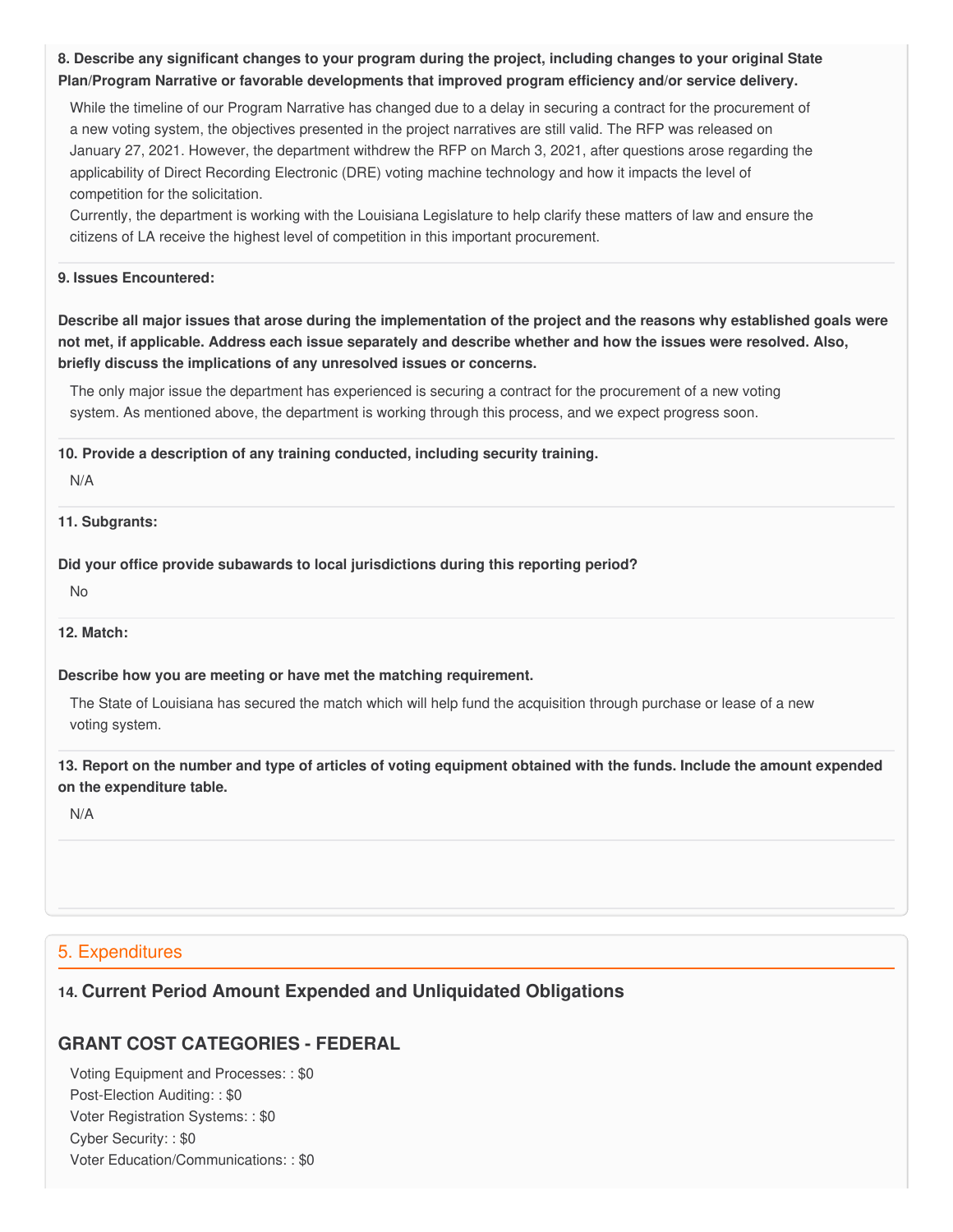**8. Describe any significant changes to your program during the project, including changes to your original State Plan/Program Narrative or favorable developments that improved program efficiency and/or service delivery.**

While the timeline of our Program Narrative has changed due to a delay in securing a contract for the procurement of a new voting system, the objectives presented in the project narratives are still valid. The RFP was released on January 27, 2021. However, the department withdrew the RFP on March 3, 2021, after questions arose regarding the applicability of Direct Recording Electronic (DRE) voting machine technology and how it impacts the level of competition for the solicitation.

Currently, the department is working with the Louisiana Legislature to help clarify these matters of law and ensure the citizens of LA receive the highest level of competition in this important procurement.

**9. Issues Encountered:**

**Describe all major issues that arose during the implementation of the project and the reasons why established goals were not met, if applicable. Address each issue separately and describe whether and how the issues were resolved. Also, briefly discuss the implications of any unresolved issues or concerns.**

The only major issue the department has experienced is securing a contract for the procurement of a new voting system. As mentioned above, the department is working through this process, and we expect progress soon.

**10. Provide a description of any training conducted, including security training.**

N/A

**11. Subgrants:**

**Did your office provide subawards to local jurisdictions during this reporting period?**

No

**12. Match:**

**Describe how you are meeting or have met the matching requirement.**

The State of Louisiana has secured the match which will help fund the acquisition through purchase or lease of a new voting system.

**13. Report on the number and type of articles of voting equipment obtained with the funds. Include the amount expended on the expenditure table.**

N/A

## 5. Expenditures

### 14. Current Period Amount Expended and Unliquidated Obligations

### GRANT COST CATEGORIES - FEDERAL

Voting Equipment and Processes: : $0
Post-Election Auditing: : $0
Voter Registration Systems: : $0
Cyber Security: : $0
Voter Education/Communications: : $0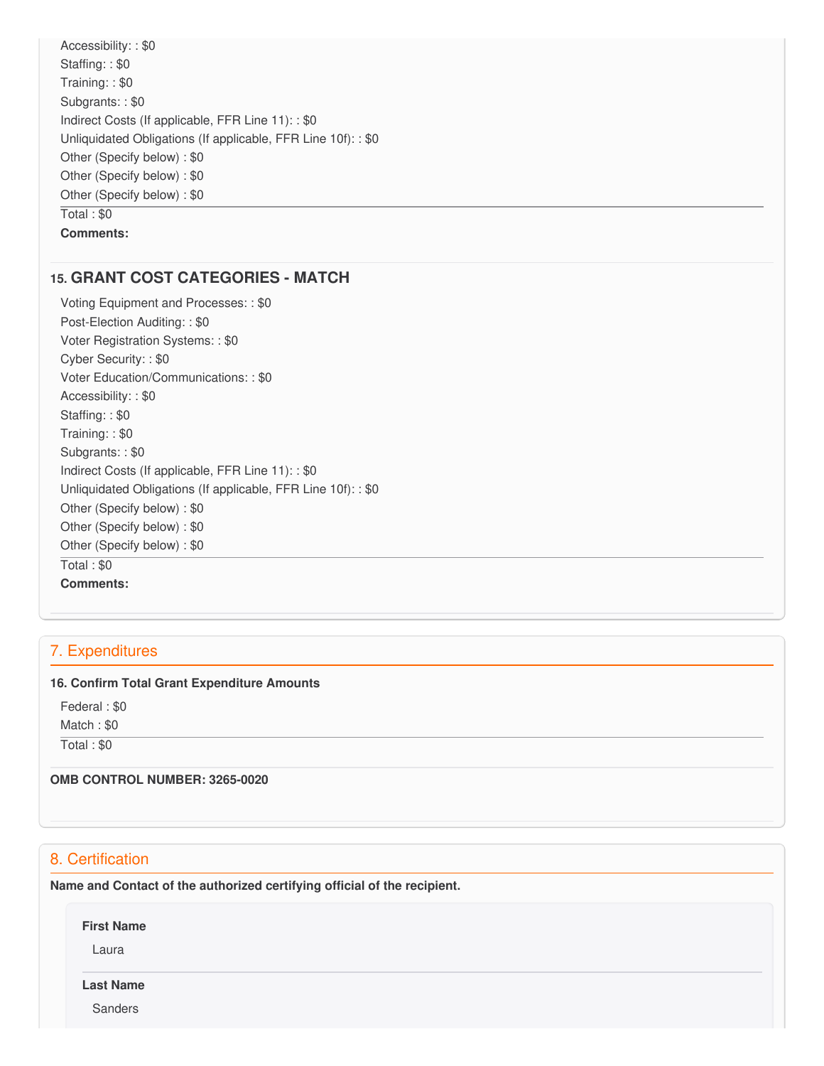Accessibility: : $0
Staffing: : $0
Training: : $0
Subgrants: : $0
Indirect Costs (If applicable, FFR Line 11): : $0
Unliquidated Obligations (If applicable, FFR Line 10f): : $0
Other (Specify below) : $0
Other (Specify below) : $0
Other (Specify below) : $0

Total : $0

**Comments:**

### 15. GRANT COST CATEGORIES - MATCH

Voting Equipment and Processes: : $0
Post-Election Auditing: : $0
Voter Registration Systems: : $0
Cyber Security: : $0
Voter Education/Communications: : $0
Accessibility: : $0
Staffing: : $0
Training: : $0
Subgrants: : $0
Indirect Costs (If applicable, FFR Line 11): : $0
Unliquidated Obligations (If applicable, FFR Line 10f): : $0
Other (Specify below) : $0
Other (Specify below) : $0
Other (Specify below) : $0

Total : $0

**Comments:**

## 7. Expenditures

**16. Confirm Total Grant Expenditure Amounts**

Federal : $0
Match : $0

Total : $0

**OMB CONTROL NUMBER: 3265-0020**

## 8. Certification

**Name and Contact of the authorized certifying official of the recipient.**

**First Name**

Laura

**Last Name**

Sanders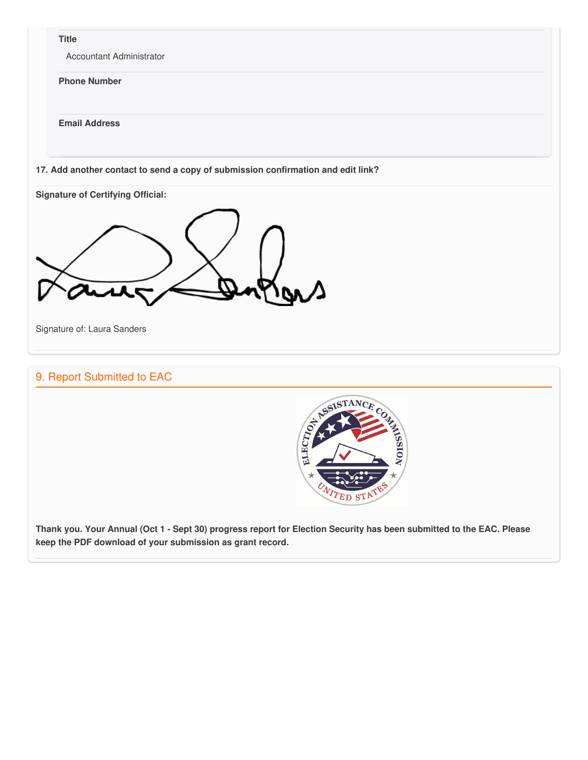**Title**

Accountant Administrator

**Phone Number**

**Email Address**

**17. Add another contact to send a copy of submission confirmation and edit link?**

**Signature of Certifying Official:**

Signature of: Laura Sanders

## 9. Report Submitted to EAC

**Thank you. Your Annual (Oct 1 - Sept 30) progress report for Election Security has been submitted to the EAC. Please keep the PDF download of your submission as grant record.**